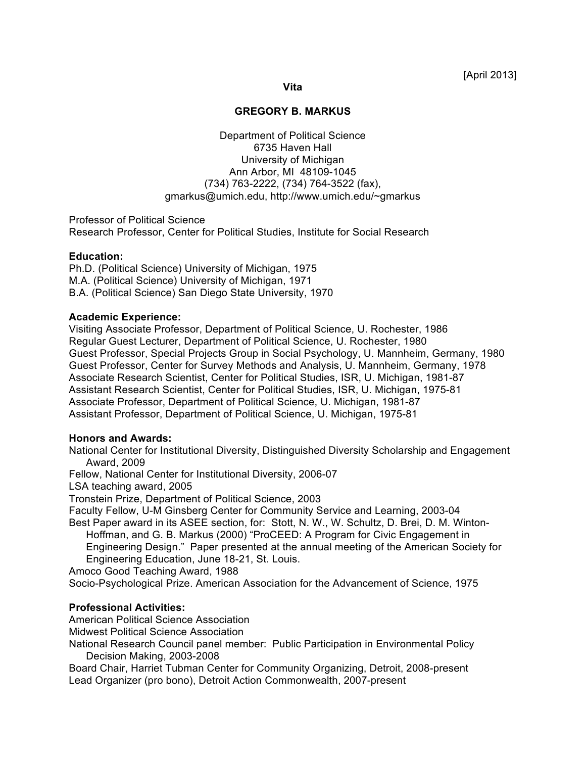[April 2013]

# Vita

## GREGORY B. MARKUS

Department of Political Science
6735 Haven Hall
University of Michigan
Ann Arbor, MI 48109-1045
(734) 763-2222, (734) 764-3522 (fax),
gmarkus@umich.edu, http://www.umich.edu/~gmarkus

Professor of Political Science
Research Professor, Center for Political Studies, Institute for Social Research

**Education:**

Ph.D. (Political Science) University of Michigan, 1975
M.A. (Political Science) University of Michigan, 1971
B.A. (Political Science) San Diego State University, 1970

**Academic Experience:**

Visiting Associate Professor, Department of Political Science, U. Rochester, 1986
Regular Guest Lecturer, Department of Political Science, U. Rochester, 1980
Guest Professor, Special Projects Group in Social Psychology, U. Mannheim, Germany, 1980
Guest Professor, Center for Survey Methods and Analysis, U. Mannheim, Germany, 1978
Associate Research Scientist, Center for Political Studies, ISR, U. Michigan, 1981-87
Assistant Research Scientist, Center for Political Studies, ISR, U. Michigan, 1975-81
Associate Professor, Department of Political Science, U. Michigan, 1981-87
Assistant Professor, Department of Political Science, U. Michigan, 1975-81

**Honors and Awards:**

National Center for Institutional Diversity, Distinguished Diversity Scholarship and Engagement Award, 2009
Fellow, National Center for Institutional Diversity, 2006-07
LSA teaching award, 2005
Tronstein Prize, Department of Political Science, 2003
Faculty Fellow, U-M Ginsberg Center for Community Service and Learning, 2003-04
Best Paper award in its ASEE section, for: Stott, N. W., W. Schultz, D. Brei, D. M. Winton-Hoffman, and G. B. Markus (2000) "ProCEED: A Program for Civic Engagement in Engineering Design." Paper presented at the annual meeting of the American Society for Engineering Education, June 18-21, St. Louis.
Amoco Good Teaching Award, 1988
Socio-Psychological Prize. American Association for the Advancement of Science, 1975

**Professional Activities:**

American Political Science Association
Midwest Political Science Association
National Research Council panel member: Public Participation in Environmental Policy Decision Making, 2003-2008
Board Chair, Harriet Tubman Center for Community Organizing, Detroit, 2008-present
Lead Organizer (pro bono), Detroit Action Commonwealth, 2007-present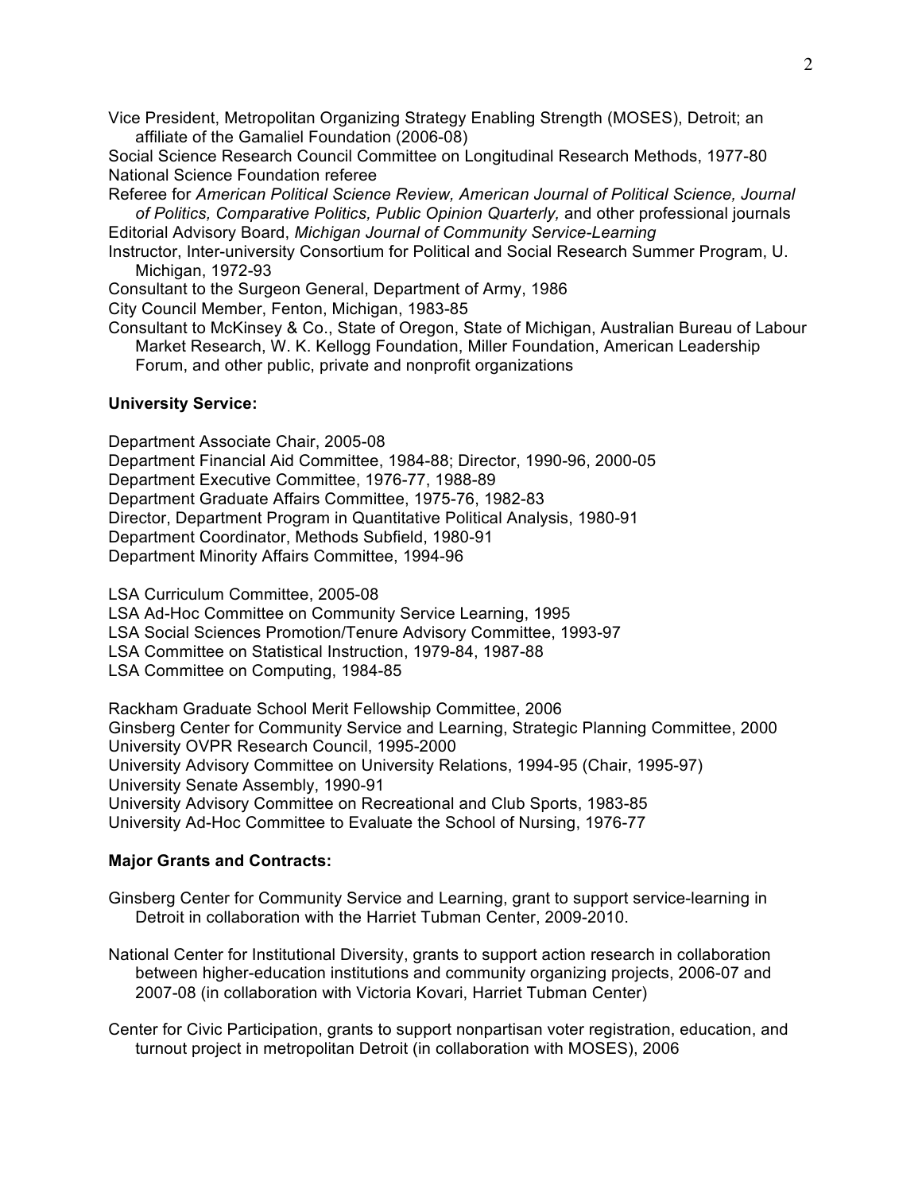Vice President, Metropolitan Organizing Strategy Enabling Strength (MOSES), Detroit; an affiliate of the Gamaliel Foundation (2006-08)

Social Science Research Council Committee on Longitudinal Research Methods, 1977-80

National Science Foundation referee

Referee for *American Political Science Review, American Journal of Political Science, Journal of Politics, Comparative Politics, Public Opinion Quarterly,* and other professional journals

Editorial Advisory Board, *Michigan Journal of Community Service-Learning*

Instructor, Inter-university Consortium for Political and Social Research Summer Program, U. Michigan, 1972-93

Consultant to the Surgeon General, Department of Army, 1986

City Council Member, Fenton, Michigan, 1983-85

Consultant to McKinsey & Co., State of Oregon, State of Michigan, Australian Bureau of Labour Market Research, W. K. Kellogg Foundation, Miller Foundation, American Leadership Forum, and other public, private and nonprofit organizations

**University Service:**

Department Associate Chair, 2005-08

Department Financial Aid Committee, 1984-88; Director, 1990-96, 2000-05

Department Executive Committee, 1976-77, 1988-89

Department Graduate Affairs Committee, 1975-76, 1982-83

Director, Department Program in Quantitative Political Analysis, 1980-91

Department Coordinator, Methods Subfield, 1980-91

Department Minority Affairs Committee, 1994-96

LSA Curriculum Committee, 2005-08

LSA Ad-Hoc Committee on Community Service Learning, 1995

LSA Social Sciences Promotion/Tenure Advisory Committee, 1993-97

LSA Committee on Statistical Instruction, 1979-84, 1987-88

LSA Committee on Computing, 1984-85

Rackham Graduate School Merit Fellowship Committee, 2006

Ginsberg Center for Community Service and Learning, Strategic Planning Committee, 2000

University OVPR Research Council, 1995-2000

University Advisory Committee on University Relations, 1994-95 (Chair, 1995-97)

University Senate Assembly, 1990-91

University Advisory Committee on Recreational and Club Sports, 1983-85

University Ad-Hoc Committee to Evaluate the School of Nursing, 1976-77

**Major Grants and Contracts:**

Ginsberg Center for Community Service and Learning, grant to support service-learning in Detroit in collaboration with the Harriet Tubman Center, 2009-2010.

National Center for Institutional Diversity, grants to support action research in collaboration between higher-education institutions and community organizing projects, 2006-07 and 2007-08 (in collaboration with Victoria Kovari, Harriet Tubman Center)

Center for Civic Participation, grants to support nonpartisan voter registration, education, and turnout project in metropolitan Detroit (in collaboration with MOSES), 2006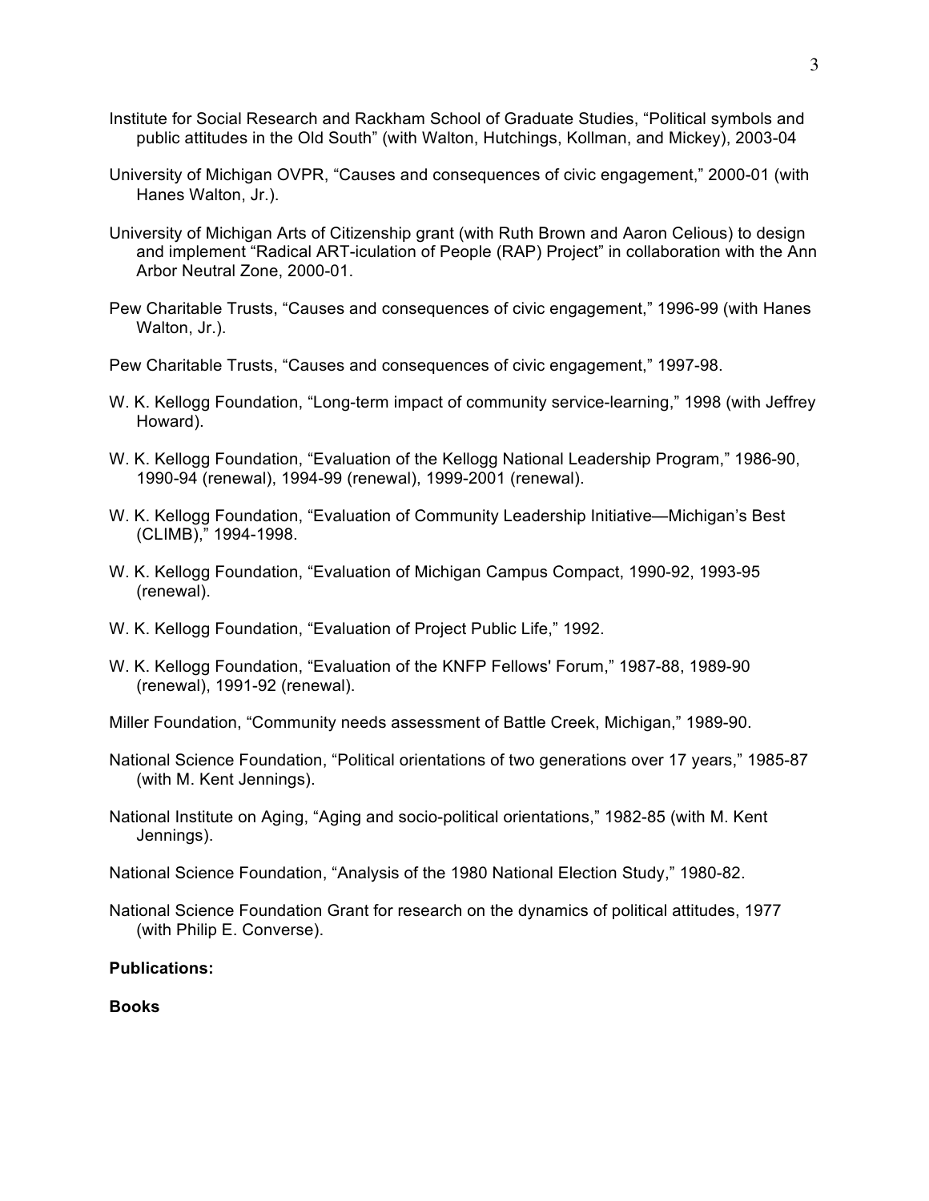Institute for Social Research and Rackham School of Graduate Studies, "Political symbols and public attitudes in the Old South" (with Walton, Hutchings, Kollman, and Mickey), 2003-04

University of Michigan OVPR, "Causes and consequences of civic engagement," 2000-01 (with Hanes Walton, Jr.).

University of Michigan Arts of Citizenship grant (with Ruth Brown and Aaron Celious) to design and implement "Radical ART-iculation of People (RAP) Project" in collaboration with the Ann Arbor Neutral Zone, 2000-01.

Pew Charitable Trusts, "Causes and consequences of civic engagement," 1996-99 (with Hanes Walton, Jr.).

Pew Charitable Trusts, "Causes and consequences of civic engagement," 1997-98.

W. K. Kellogg Foundation, "Long-term impact of community service-learning," 1998 (with Jeffrey Howard).

W. K. Kellogg Foundation, "Evaluation of the Kellogg National Leadership Program," 1986-90, 1990-94 (renewal), 1994-99 (renewal), 1999-2001 (renewal).

W. K. Kellogg Foundation, "Evaluation of Community Leadership Initiative—Michigan's Best (CLIMB)," 1994-1998.

W. K. Kellogg Foundation, "Evaluation of Michigan Campus Compact, 1990-92, 1993-95 (renewal).

W. K. Kellogg Foundation, "Evaluation of Project Public Life," 1992.

W. K. Kellogg Foundation, "Evaluation of the KNFP Fellows' Forum," 1987-88, 1989-90 (renewal), 1991-92 (renewal).

Miller Foundation, "Community needs assessment of Battle Creek, Michigan," 1989-90.

National Science Foundation, "Political orientations of two generations over 17 years," 1985-87 (with M. Kent Jennings).

National Institute on Aging, "Aging and socio-political orientations," 1982-85 (with M. Kent Jennings).

National Science Foundation, "Analysis of the 1980 National Election Study," 1980-82.

National Science Foundation Grant for research on the dynamics of political attitudes, 1977 (with Philip E. Converse).

**Publications:**

**Books**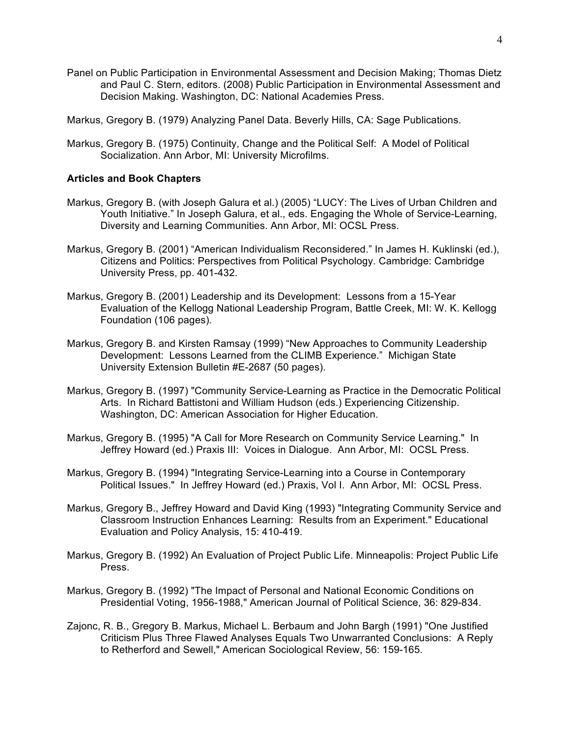Panel on Public Participation in Environmental Assessment and Decision Making; Thomas Dietz and Paul C. Stern, editors. (2008) Public Participation in Environmental Assessment and Decision Making. Washington, DC: National Academies Press.

Markus, Gregory B. (1979) Analyzing Panel Data. Beverly Hills, CA: Sage Publications.

Markus, Gregory B. (1975) Continuity, Change and the Political Self: A Model of Political Socialization. Ann Arbor, MI: University Microfilms.

**Articles and Book Chapters**

Markus, Gregory B. (with Joseph Galura et al.) (2005) "LUCY: The Lives of Urban Children and Youth Initiative." In Joseph Galura, et al., eds. Engaging the Whole of Service-Learning, Diversity and Learning Communities. Ann Arbor, MI: OCSL Press.

Markus, Gregory B. (2001) "American Individualism Reconsidered." In James H. Kuklinski (ed.), Citizens and Politics: Perspectives from Political Psychology. Cambridge: Cambridge University Press, pp. 401-432.

Markus, Gregory B. (2001) Leadership and its Development: Lessons from a 15-Year Evaluation of the Kellogg National Leadership Program, Battle Creek, MI: W. K. Kellogg Foundation (106 pages).

Markus, Gregory B. and Kirsten Ramsay (1999) "New Approaches to Community Leadership Development: Lessons Learned from the CLIMB Experience." Michigan State University Extension Bulletin #E-2687 (50 pages).

Markus, Gregory B. (1997) "Community Service-Learning as Practice in the Democratic Political Arts. In Richard Battistoni and William Hudson (eds.) Experiencing Citizenship. Washington, DC: American Association for Higher Education.

Markus, Gregory B. (1995) "A Call for More Research on Community Service Learning." In Jeffrey Howard (ed.) Praxis III: Voices in Dialogue. Ann Arbor, MI: OCSL Press.

Markus, Gregory B. (1994) "Integrating Service-Learning into a Course in Contemporary Political Issues." In Jeffrey Howard (ed.) Praxis, Vol I. Ann Arbor, MI: OCSL Press.

Markus, Gregory B., Jeffrey Howard and David King (1993) "Integrating Community Service and Classroom Instruction Enhances Learning: Results from an Experiment." Educational Evaluation and Policy Analysis, 15: 410-419.

Markus, Gregory B. (1992) An Evaluation of Project Public Life. Minneapolis: Project Public Life Press.

Markus, Gregory B. (1992) "The Impact of Personal and National Economic Conditions on Presidential Voting, 1956-1988," American Journal of Political Science, 36: 829-834.

Zajonc, R. B., Gregory B. Markus, Michael L. Berbaum and John Bargh (1991) "One Justified Criticism Plus Three Flawed Analyses Equals Two Unwarranted Conclusions: A Reply to Retherford and Sewell," American Sociological Review, 56: 159-165.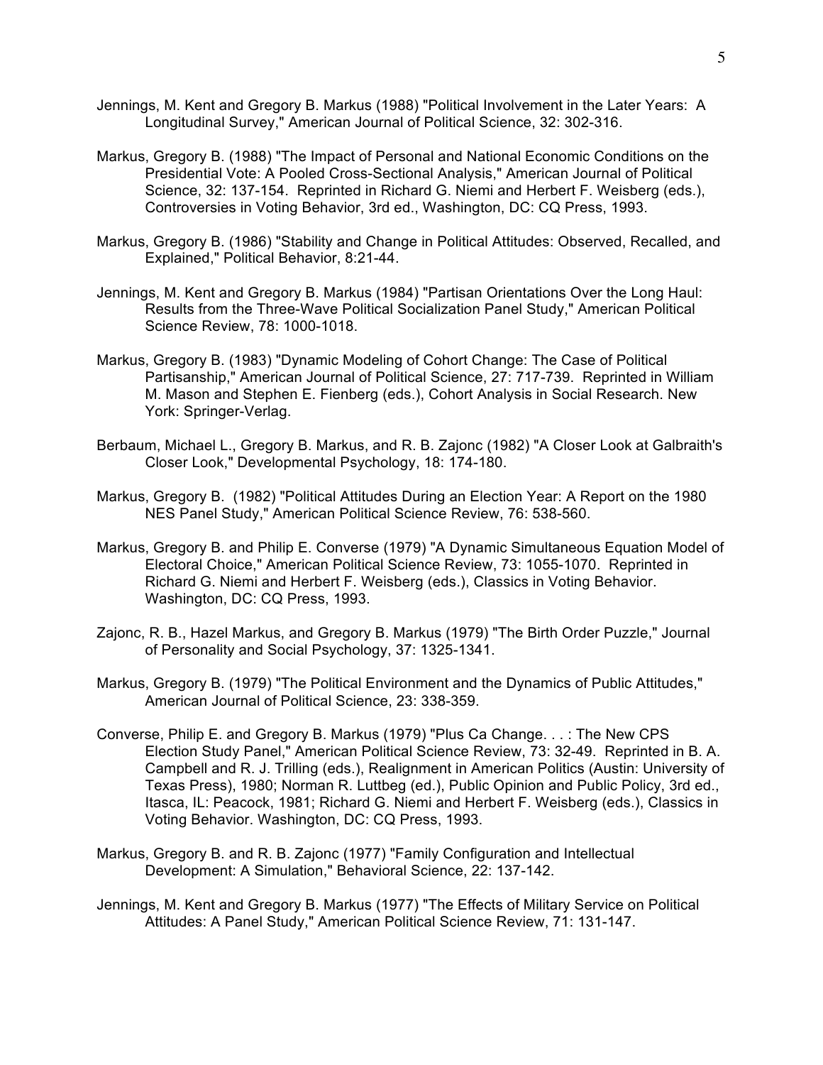Jennings, M. Kent and Gregory B. Markus (1988) "Political Involvement in the Later Years: A Longitudinal Survey," American Journal of Political Science, 32: 302-316.

Markus, Gregory B. (1988) "The Impact of Personal and National Economic Conditions on the Presidential Vote: A Pooled Cross-Sectional Analysis," American Journal of Political Science, 32: 137-154. Reprinted in Richard G. Niemi and Herbert F. Weisberg (eds.), Controversies in Voting Behavior, 3rd ed., Washington, DC: CQ Press, 1993.

Markus, Gregory B. (1986) "Stability and Change in Political Attitudes: Observed, Recalled, and Explained," Political Behavior, 8:21-44.

Jennings, M. Kent and Gregory B. Markus (1984) "Partisan Orientations Over the Long Haul: Results from the Three-Wave Political Socialization Panel Study," American Political Science Review, 78: 1000-1018.

Markus, Gregory B. (1983) "Dynamic Modeling of Cohort Change: The Case of Political Partisanship," American Journal of Political Science, 27: 717-739. Reprinted in William M. Mason and Stephen E. Fienberg (eds.), Cohort Analysis in Social Research. New York: Springer-Verlag.

Berbaum, Michael L., Gregory B. Markus, and R. B. Zajonc (1982) "A Closer Look at Galbraith's Closer Look," Developmental Psychology, 18: 174-180.

Markus, Gregory B. (1982) "Political Attitudes During an Election Year: A Report on the 1980 NES Panel Study," American Political Science Review, 76: 538-560.

Markus, Gregory B. and Philip E. Converse (1979) "A Dynamic Simultaneous Equation Model of Electoral Choice," American Political Science Review, 73: 1055-1070. Reprinted in Richard G. Niemi and Herbert F. Weisberg (eds.), Classics in Voting Behavior. Washington, DC: CQ Press, 1993.

Zajonc, R. B., Hazel Markus, and Gregory B. Markus (1979) "The Birth Order Puzzle," Journal of Personality and Social Psychology, 37: 1325-1341.

Markus, Gregory B. (1979) "The Political Environment and the Dynamics of Public Attitudes," American Journal of Political Science, 23: 338-359.

Converse, Philip E. and Gregory B. Markus (1979) "Plus Ca Change. . . : The New CPS Election Study Panel," American Political Science Review, 73: 32-49. Reprinted in B. A. Campbell and R. J. Trilling (eds.), Realignment in American Politics (Austin: University of Texas Press), 1980; Norman R. Luttbeg (ed.), Public Opinion and Public Policy, 3rd ed., Itasca, IL: Peacock, 1981; Richard G. Niemi and Herbert F. Weisberg (eds.), Classics in Voting Behavior. Washington, DC: CQ Press, 1993.

Markus, Gregory B. and R. B. Zajonc (1977) "Family Configuration and Intellectual Development: A Simulation," Behavioral Science, 22: 137-142.

Jennings, M. Kent and Gregory B. Markus (1977) "The Effects of Military Service on Political Attitudes: A Panel Study," American Political Science Review, 71: 131-147.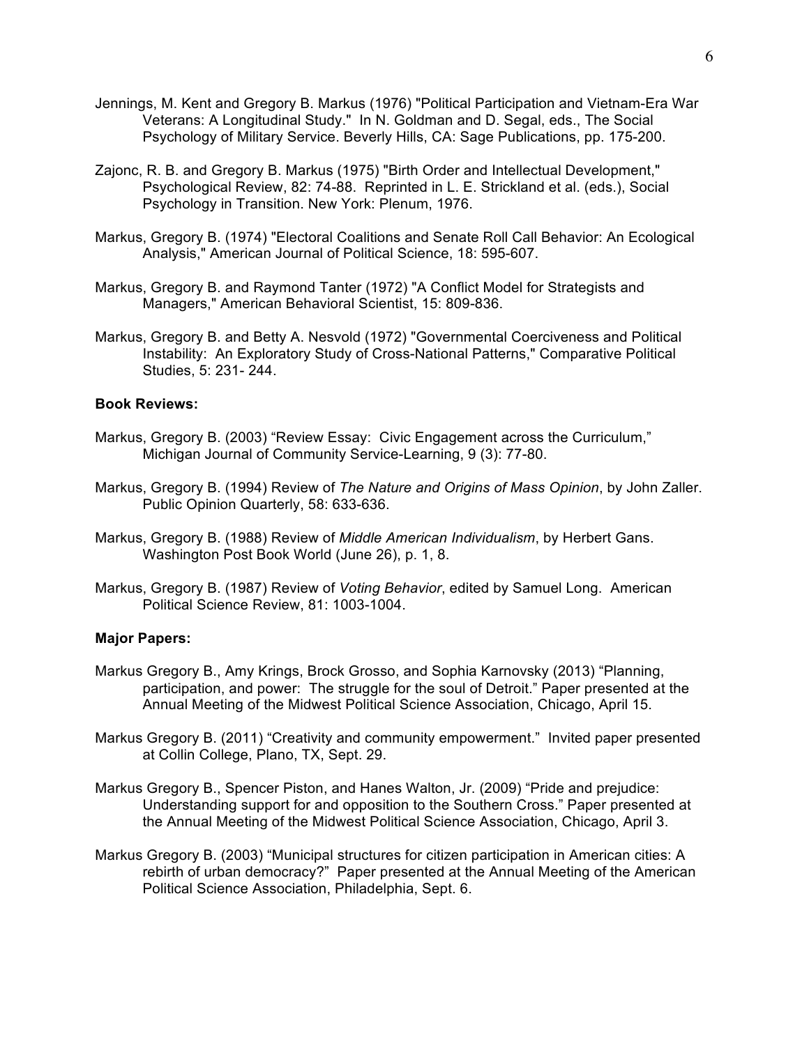Jennings, M. Kent and Gregory B. Markus (1976) "Political Participation and Vietnam-Era War Veterans: A Longitudinal Study." In N. Goldman and D. Segal, eds., The Social Psychology of Military Service. Beverly Hills, CA: Sage Publications, pp. 175-200.

Zajonc, R. B. and Gregory B. Markus (1975) "Birth Order and Intellectual Development," Psychological Review, 82: 74-88. Reprinted in L. E. Strickland et al. (eds.), Social Psychology in Transition. New York: Plenum, 1976.

Markus, Gregory B. (1974) "Electoral Coalitions and Senate Roll Call Behavior: An Ecological Analysis," American Journal of Political Science, 18: 595-607.

Markus, Gregory B. and Raymond Tanter (1972) "A Conflict Model for Strategists and Managers," American Behavioral Scientist, 15: 809-836.

Markus, Gregory B. and Betty A. Nesvold (1972) "Governmental Coerciveness and Political Instability: An Exploratory Study of Cross-National Patterns," Comparative Political Studies, 5: 231- 244.

**Book Reviews:**

Markus, Gregory B. (2003) "Review Essay: Civic Engagement across the Curriculum," Michigan Journal of Community Service-Learning, 9 (3): 77-80.

Markus, Gregory B. (1994) Review of *The Nature and Origins of Mass Opinion*, by John Zaller. Public Opinion Quarterly, 58: 633-636.

Markus, Gregory B. (1988) Review of *Middle American Individualism*, by Herbert Gans. Washington Post Book World (June 26), p. 1, 8.

Markus, Gregory B. (1987) Review of *Voting Behavior*, edited by Samuel Long. American Political Science Review, 81: 1003-1004.

**Major Papers:**

Markus Gregory B., Amy Krings, Brock Grosso, and Sophia Karnovsky (2013) "Planning, participation, and power: The struggle for the soul of Detroit." Paper presented at the Annual Meeting of the Midwest Political Science Association, Chicago, April 15.

Markus Gregory B. (2011) "Creativity and community empowerment." Invited paper presented at Collin College, Plano, TX, Sept. 29.

Markus Gregory B., Spencer Piston, and Hanes Walton, Jr. (2009) "Pride and prejudice: Understanding support for and opposition to the Southern Cross." Paper presented at the Annual Meeting of the Midwest Political Science Association, Chicago, April 3.

Markus Gregory B. (2003) "Municipal structures for citizen participation in American cities: A rebirth of urban democracy?" Paper presented at the Annual Meeting of the American Political Science Association, Philadelphia, Sept. 6.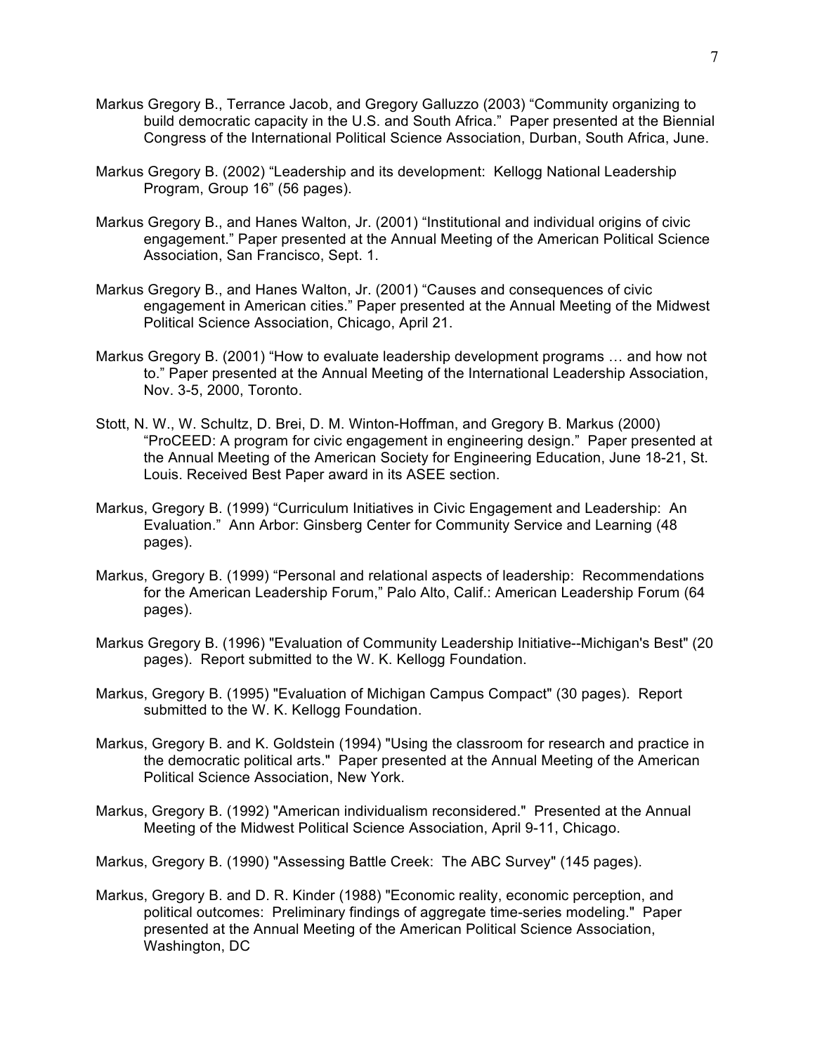Markus Gregory B., Terrance Jacob, and Gregory Galluzzo (2003) "Community organizing to build democratic capacity in the U.S. and South Africa." Paper presented at the Biennial Congress of the International Political Science Association, Durban, South Africa, June.

Markus Gregory B. (2002) "Leadership and its development: Kellogg National Leadership Program, Group 16" (56 pages).

Markus Gregory B., and Hanes Walton, Jr. (2001) "Institutional and individual origins of civic engagement." Paper presented at the Annual Meeting of the American Political Science Association, San Francisco, Sept. 1.

Markus Gregory B., and Hanes Walton, Jr. (2001) "Causes and consequences of civic engagement in American cities." Paper presented at the Annual Meeting of the Midwest Political Science Association, Chicago, April 21.

Markus Gregory B. (2001) "How to evaluate leadership development programs … and how not to." Paper presented at the Annual Meeting of the International Leadership Association, Nov. 3-5, 2000, Toronto.

Stott, N. W., W. Schultz, D. Brei, D. M. Winton-Hoffman, and Gregory B. Markus (2000) "ProCEED: A program for civic engagement in engineering design." Paper presented at the Annual Meeting of the American Society for Engineering Education, June 18-21, St. Louis. Received Best Paper award in its ASEE section.

Markus, Gregory B. (1999) "Curriculum Initiatives in Civic Engagement and Leadership: An Evaluation." Ann Arbor: Ginsberg Center for Community Service and Learning (48 pages).

Markus, Gregory B. (1999) "Personal and relational aspects of leadership: Recommendations for the American Leadership Forum," Palo Alto, Calif.: American Leadership Forum (64 pages).

Markus Gregory B. (1996) "Evaluation of Community Leadership Initiative--Michigan's Best" (20 pages). Report submitted to the W. K. Kellogg Foundation.

Markus, Gregory B. (1995) "Evaluation of Michigan Campus Compact" (30 pages). Report submitted to the W. K. Kellogg Foundation.

Markus, Gregory B. and K. Goldstein (1994) "Using the classroom for research and practice in the democratic political arts." Paper presented at the Annual Meeting of the American Political Science Association, New York.

Markus, Gregory B. (1992) "American individualism reconsidered." Presented at the Annual Meeting of the Midwest Political Science Association, April 9-11, Chicago.

Markus, Gregory B. (1990) "Assessing Battle Creek: The ABC Survey" (145 pages).

Markus, Gregory B. and D. R. Kinder (1988) "Economic reality, economic perception, and political outcomes: Preliminary findings of aggregate time-series modeling." Paper presented at the Annual Meeting of the American Political Science Association, Washington, DC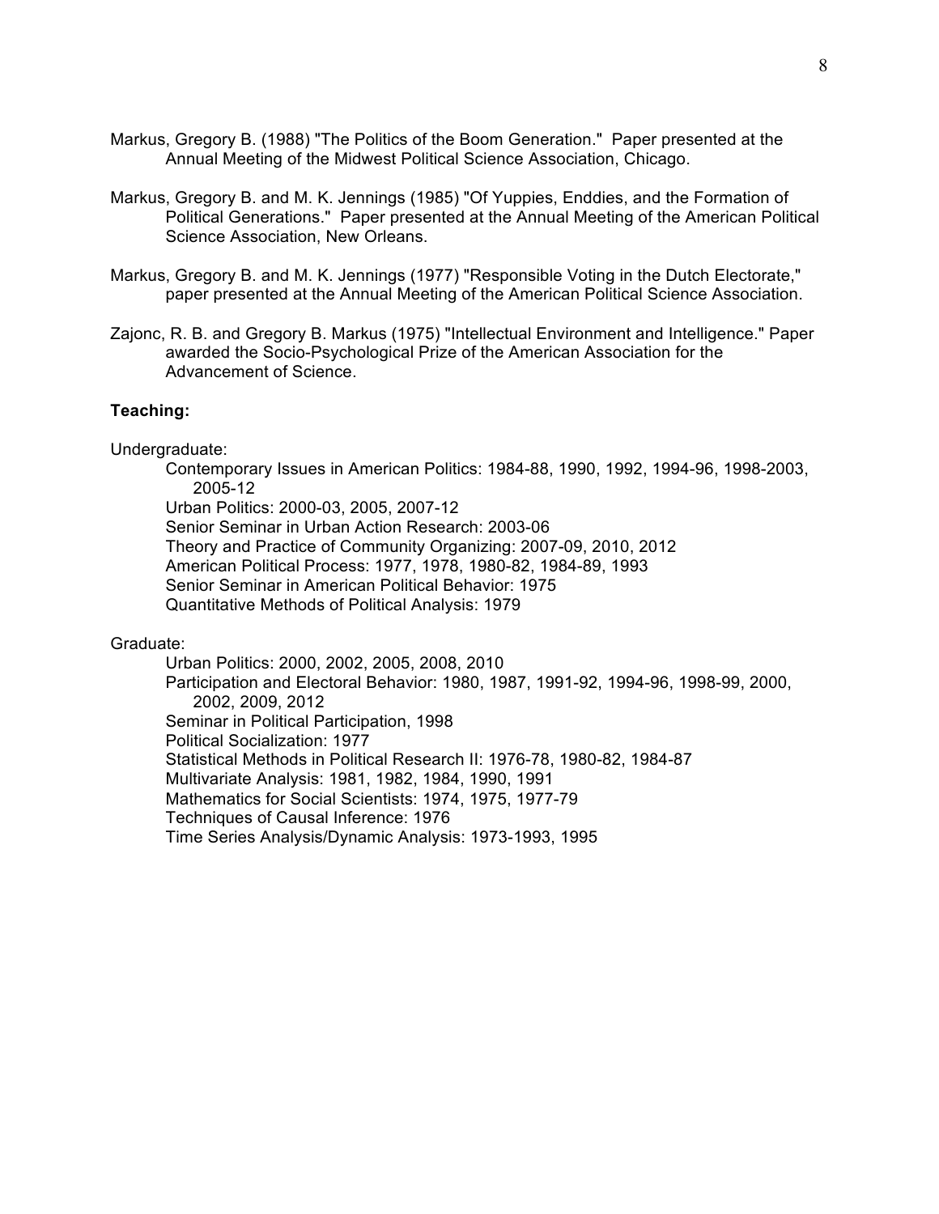Markus, Gregory B. (1988) "The Politics of the Boom Generation." Paper presented at the Annual Meeting of the Midwest Political Science Association, Chicago.

Markus, Gregory B. and M. K. Jennings (1985) "Of Yuppies, Enddies, and the Formation of Political Generations." Paper presented at the Annual Meeting of the American Political Science Association, New Orleans.

Markus, Gregory B. and M. K. Jennings (1977) "Responsible Voting in the Dutch Electorate," paper presented at the Annual Meeting of the American Political Science Association.

Zajonc, R. B. and Gregory B. Markus (1975) "Intellectual Environment and Intelligence." Paper awarded the Socio-Psychological Prize of the American Association for the Advancement of Science.

**Teaching:**

Undergraduate:

- Contemporary Issues in American Politics: 1984-88, 1990, 1992, 1994-96, 1998-2003, 2005-12
- Urban Politics: 2000-03, 2005, 2007-12
- Senior Seminar in Urban Action Research: 2003-06
- Theory and Practice of Community Organizing: 2007-09, 2010, 2012
- American Political Process: 1977, 1978, 1980-82, 1984-89, 1993
- Senior Seminar in American Political Behavior: 1975
- Quantitative Methods of Political Analysis: 1979

Graduate:

- Urban Politics: 2000, 2002, 2005, 2008, 2010
- Participation and Electoral Behavior: 1980, 1987, 1991-92, 1994-96, 1998-99, 2000, 2002, 2009, 2012
- Seminar in Political Participation, 1998
- Political Socialization: 1977
- Statistical Methods in Political Research II: 1976-78, 1980-82, 1984-87
- Multivariate Analysis: 1981, 1982, 1984, 1990, 1991
- Mathematics for Social Scientists: 1974, 1975, 1977-79
- Techniques of Causal Inference: 1976
- Time Series Analysis/Dynamic Analysis: 1973-1993, 1995